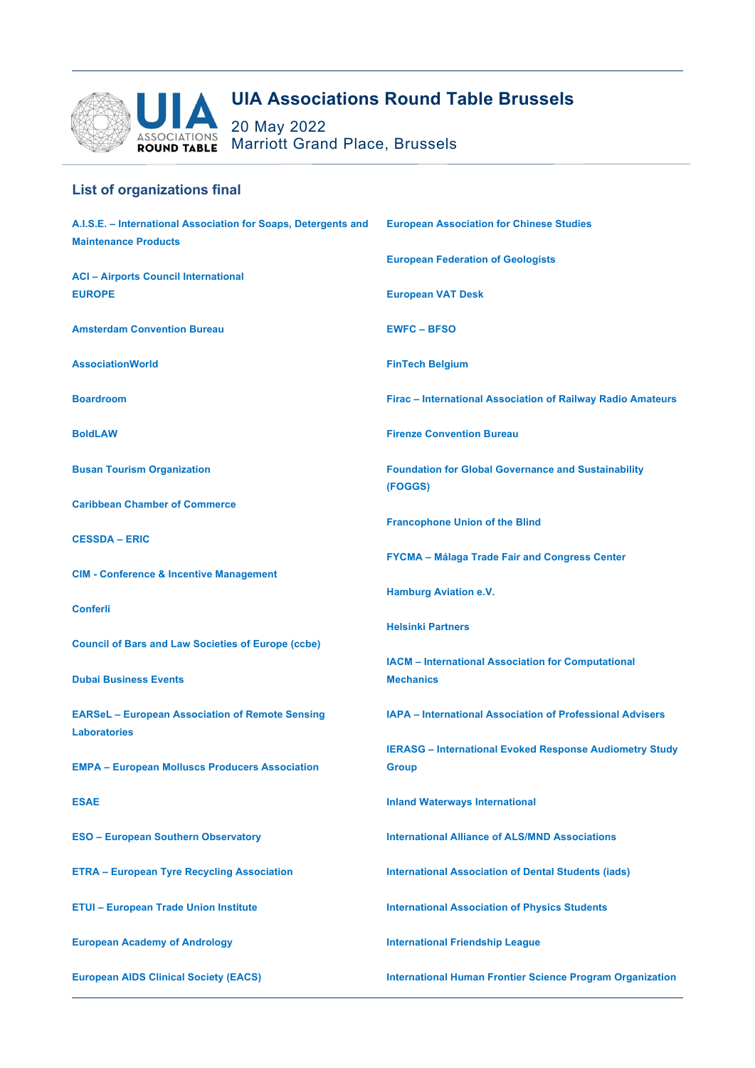# UIA Associations Round Table Brussels

20 May 2022
Marriott Grand Place, Brussels

## List of organizations final

**A.I.S.E. – International Association for Soaps, Detergents and Maintenance Products**

**ACI – Airports Council International EUROPE**

**Amsterdam Convention Bureau**

**AssociationWorld**

**Boardroom**

**BoldLAW**

**Busan Tourism Organization**

**Caribbean Chamber of Commerce**

**CESSDA – ERIC**

**CIM - Conference & Incentive Management**

**Conferli**

**Council of Bars and Law Societies of Europe (ccbe)**

**Dubai Business Events**

**EARSeL – European Association of Remote Sensing Laboratories**

**EMPA – European Molluscs Producers Association**

**ESAE**

**ESO – European Southern Observatory**

**ETRA – European Tyre Recycling Association**

**ETUI – European Trade Union Institute**

**European Academy of Andrology**

**European AIDS Clinical Society (EACS)**

**European Association for Chinese Studies**

**European Federation of Geologists**

**European VAT Desk**

**EWFC – BFSO**

**FinTech Belgium**

**Firac – International Association of Railway Radio Amateurs**

**Firenze Convention Bureau**

**Foundation for Global Governance and Sustainability (FOGGS)**

**Francophone Union of the Blind**

**FYCMA – Málaga Trade Fair and Congress Center**

**Hamburg Aviation e.V.**

**Helsinki Partners**

**IACM – International Association for Computational Mechanics**

**IAPA – International Association of Professional Advisers**

**IERASG – International Evoked Response Audiometry Study Group**

**Inland Waterways International**

**International Alliance of ALS/MND Associations**

**International Association of Dental Students (iads)**

**International Association of Physics Students**

**International Friendship League**

**International Human Frontier Science Program Organization**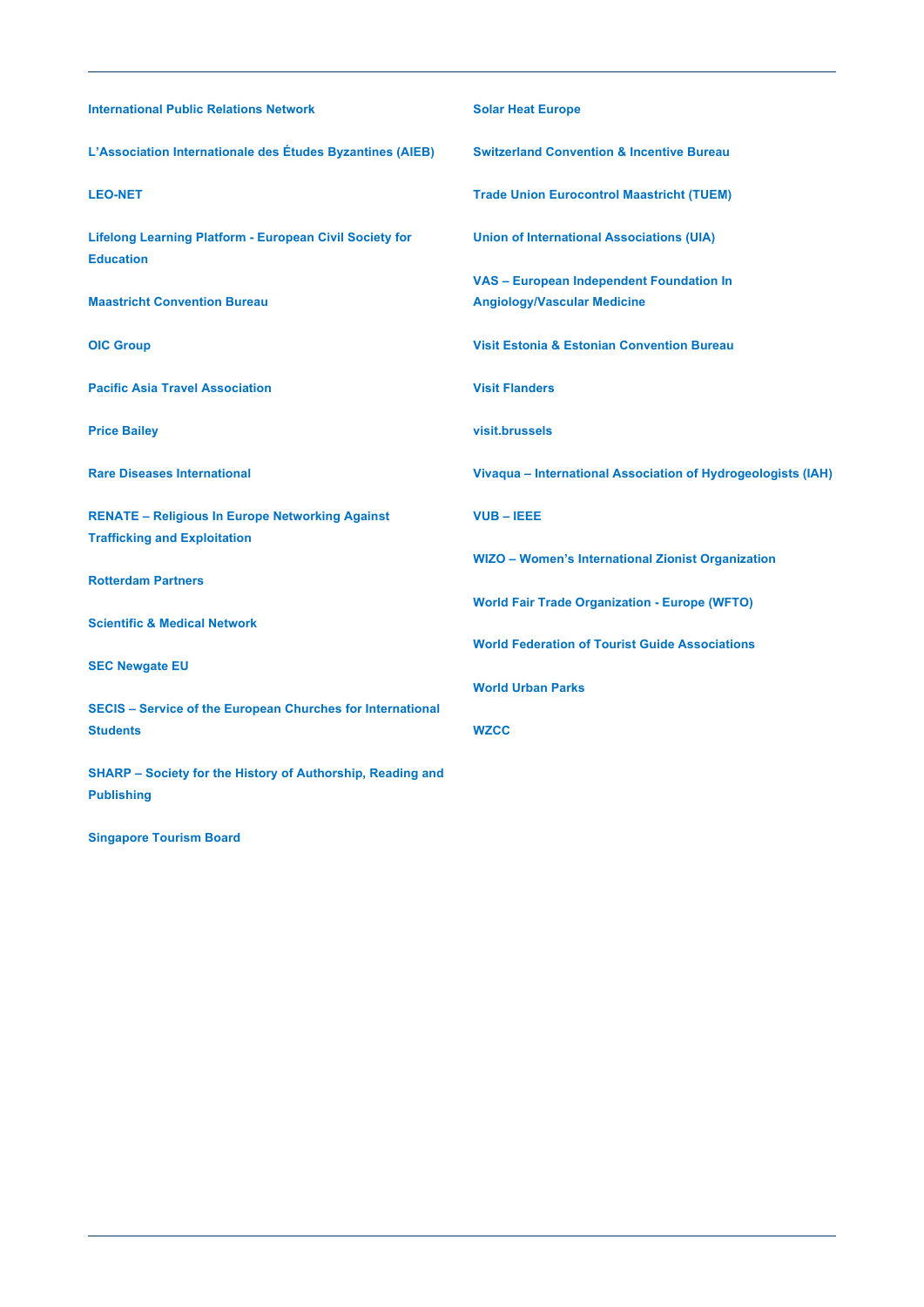**International Public Relations Network**

**L'Association Internationale des Études Byzantines (AIEB)**

**LEO-NET**

**Lifelong Learning Platform - European Civil Society for Education**

**Maastricht Convention Bureau**

**OIC Group**

**Pacific Asia Travel Association**

**Price Bailey**

**Rare Diseases International**

**RENATE – Religious In Europe Networking Against Trafficking and Exploitation**

**Rotterdam Partners**

**Scientific & Medical Network**

**SEC Newgate EU**

**SECIS – Service of the European Churches for International Students**

**SHARP – Society for the History of Authorship, Reading and Publishing**

**Singapore Tourism Board**

**Solar Heat Europe**

**Switzerland Convention & Incentive Bureau**

**Trade Union Eurocontrol Maastricht (TUEM)**

**Union of International Associations (UIA)**

**VAS – European Independent Foundation In Angiology/Vascular Medicine**

**Visit Estonia & Estonian Convention Bureau**

**Visit Flanders**

**visit.brussels**

**Vivaqua – International Association of Hydrogeologists (IAH)**

**VUB – IEEE**

**WIZO – Women's International Zionist Organization**

**World Fair Trade Organization - Europe (WFTO)**

**World Federation of Tourist Guide Associations**

**World Urban Parks**

**WZCC**